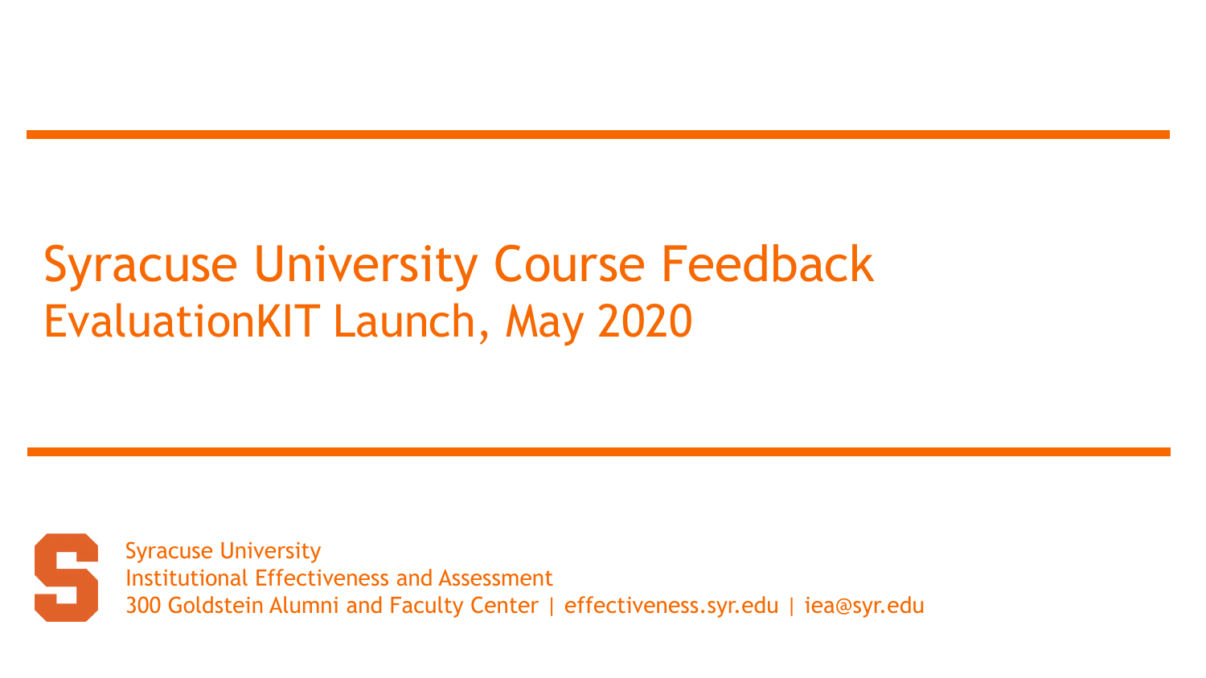# Syracuse University Course Feedback

## EvaluationKIT Launch, May 2020

Syracuse University
Institutional Effectiveness and Assessment
300 Goldstein Alumni and Faculty Center | effectiveness.syr.edu | iea@syr.edu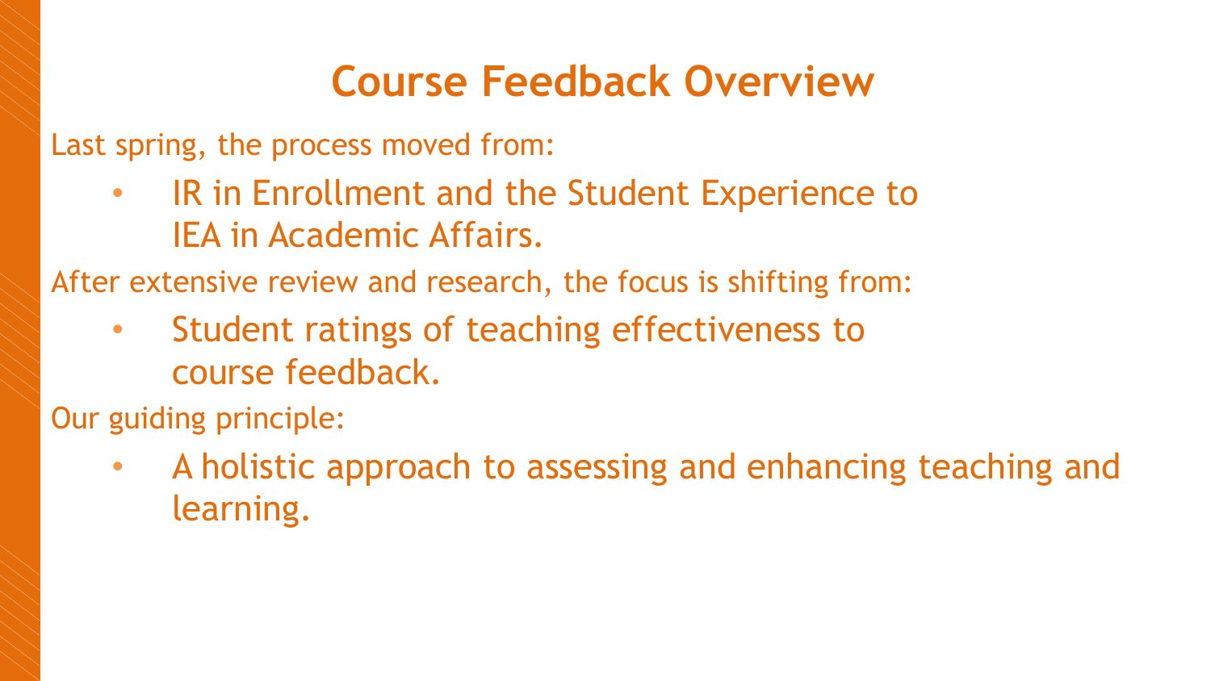# Course Feedback Overview

Last spring, the process moved from:

- IR in Enrollment and the Student Experience to IEA in Academic Affairs.

After extensive review and research, the focus is shifting from:

- Student ratings of teaching effectiveness to course feedback.

Our guiding principle:

- A holistic approach to assessing and enhancing teaching and learning.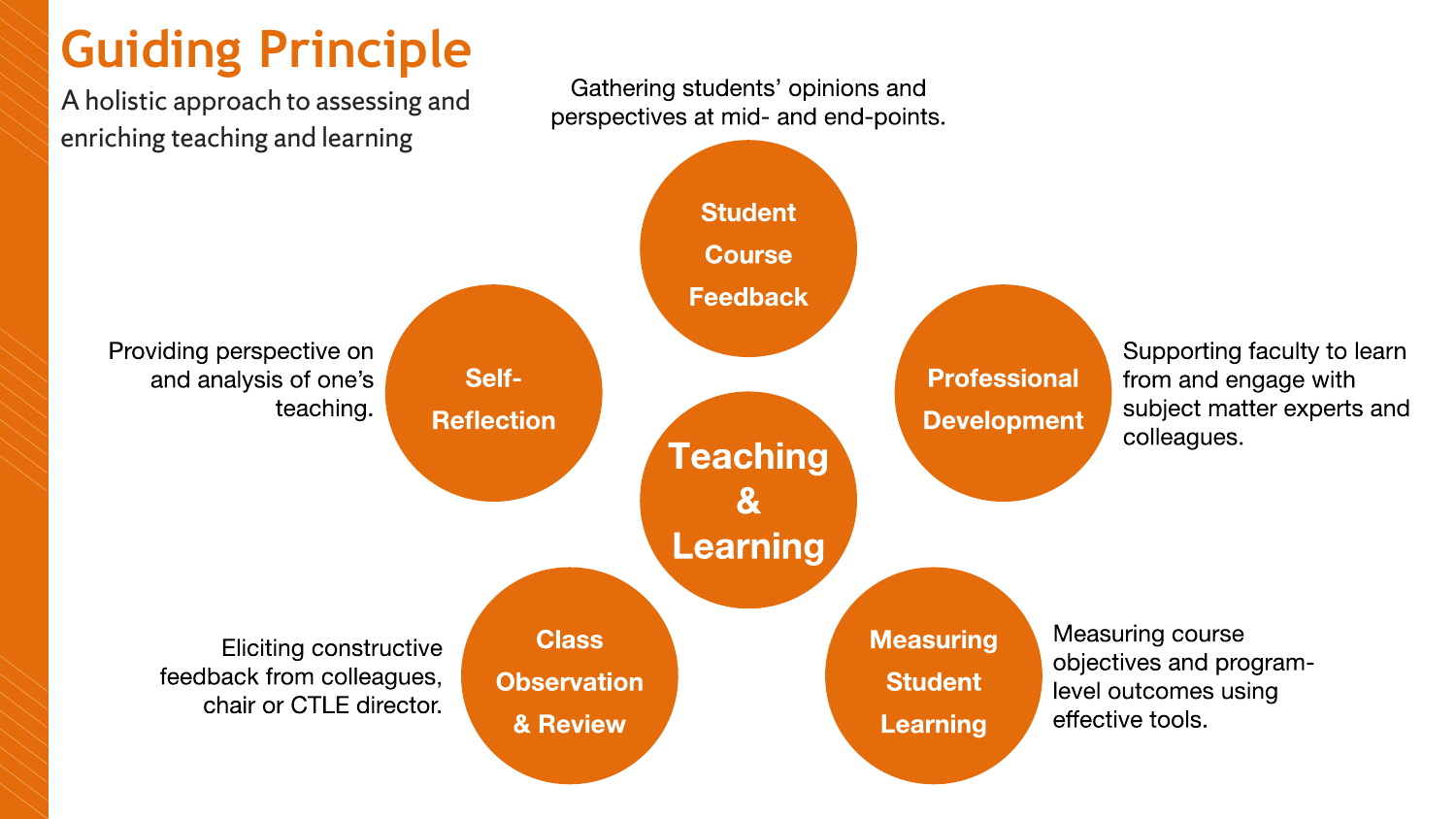# Guiding Principle

A holistic approach to assessing and enriching teaching and learning

## Teaching & Learning

**Student Course Feedback**

Gathering students' opinions and perspectives at mid- and end-points.

**Professional Development**

Supporting faculty to learn from and engage with subject matter experts and colleagues.

**Measuring Student Learning**

Measuring course objectives and program-level outcomes using effective tools.

**Class Observation & Review**

Eliciting constructive feedback from colleagues, chair or CTLE director.

**Self-Reflection**

Providing perspective on and analysis of one's teaching.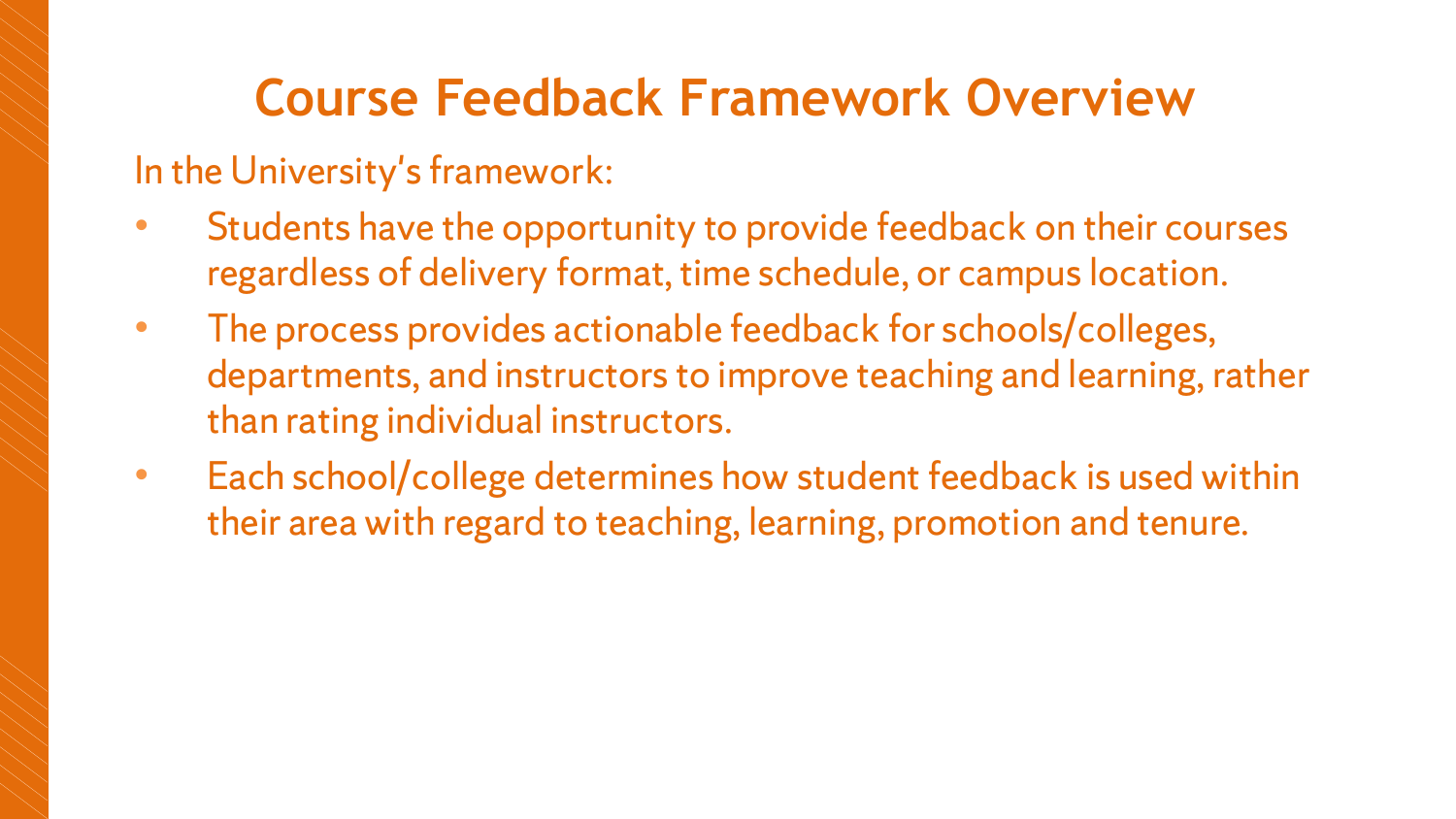# Course Feedback Framework Overview

In the University's framework:

- Students have the opportunity to provide feedback on their courses regardless of delivery format, time schedule, or campus location.
- The process provides actionable feedback for schools/colleges, departments, and instructors to improve teaching and learning, rather than rating individual instructors.
- Each school/college determines how student feedback is used within their area with regard to teaching, learning, promotion and tenure.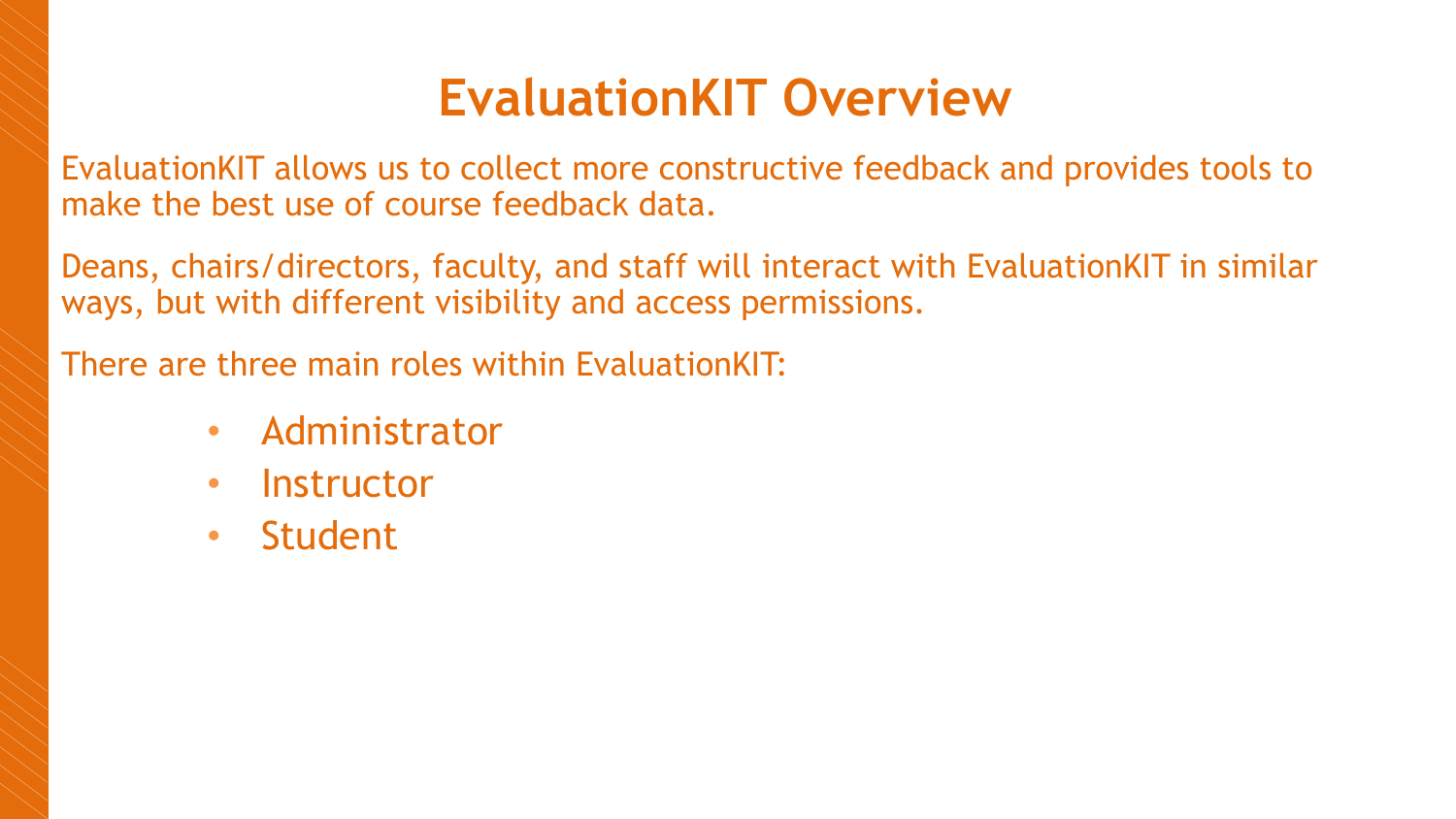# EvaluationKIT Overview

EvaluationKIT allows us to collect more constructive feedback and provides tools to make the best use of course feedback data.

Deans, chairs/directors, faculty, and staff will interact with EvaluationKIT in similar ways, but with different visibility and access permissions.

There are three main roles within EvaluationKIT:

- Administrator
- Instructor
- Student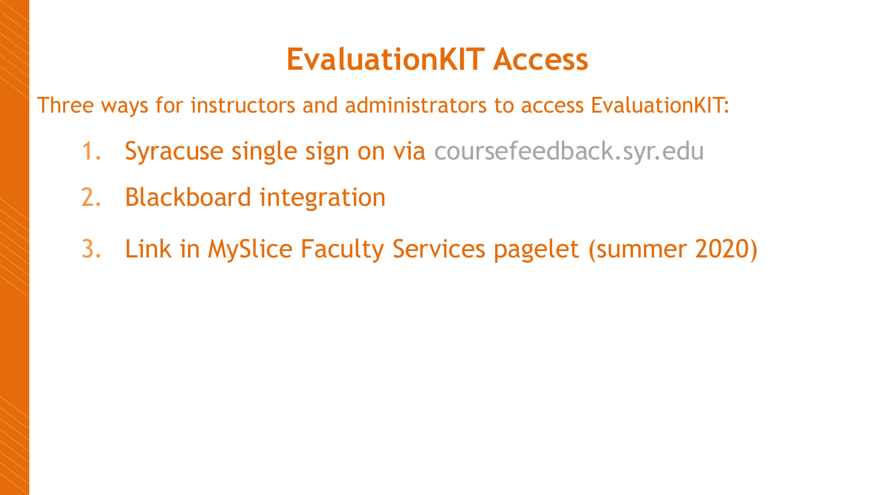# EvaluationKIT Access

Three ways for instructors and administrators to access EvaluationKIT:

1. Syracuse single sign on via coursefeedback.syr.edu
2. Blackboard integration
3. Link in MySlice Faculty Services pagelet (summer 2020)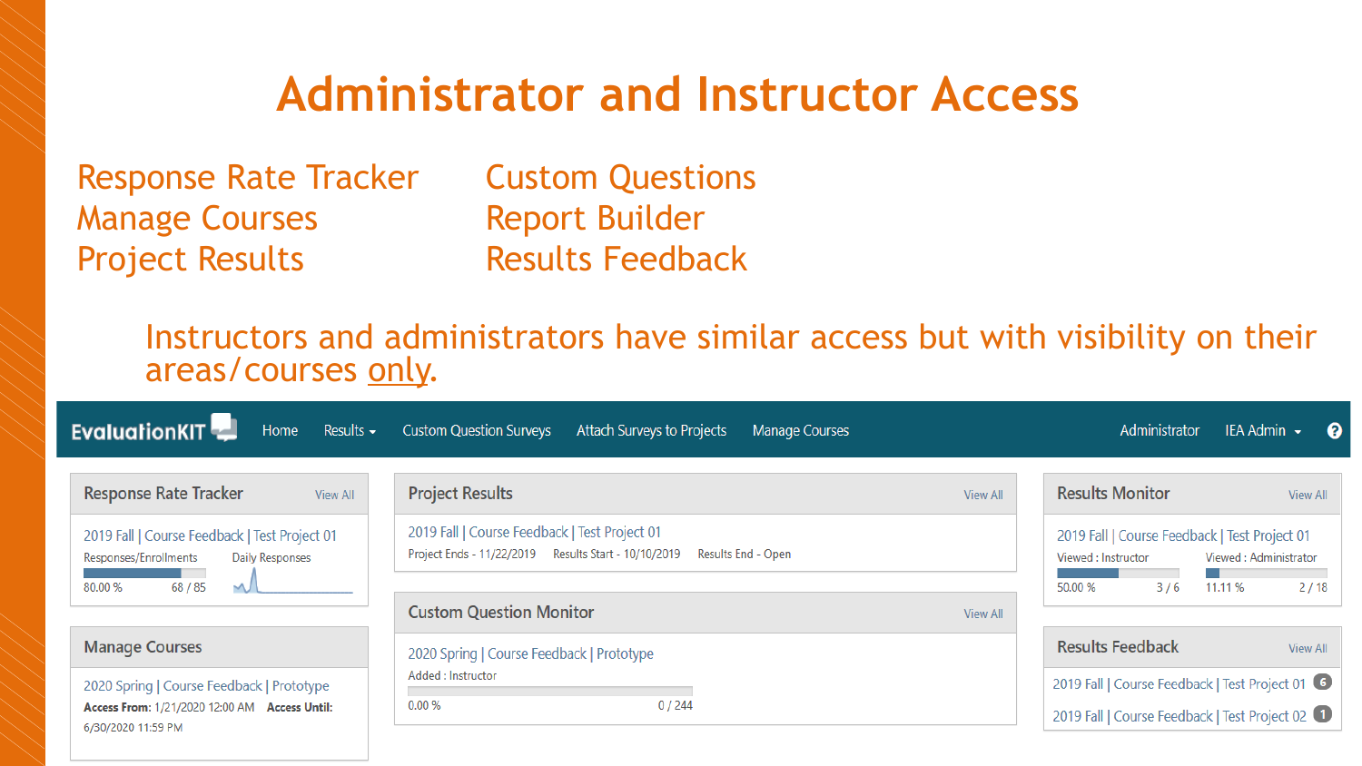# Administrator and Instructor Access

- Response Rate Tracker
- Manage Courses
- Project Results
- Custom Questions
- Report Builder
- Results Feedback

Instructors and administrators have similar access but with visibility on their areas/courses only.

EvaluationKIT | Home | Results | Custom Question Surveys | Attach Surveys to Projects | Manage Courses | Administrator | IEA Admin

**Response Rate Tracker** View All

2019 Fall | Course Feedback | Test Project 01

Responses/Enrollments: 80.00 % — 68 / 85

Daily Responses

**Manage Courses**

2020 Spring | Course Feedback | Prototype

**Access From:** 1/21/2020 12:00 AM **Access Until:** 6/30/2020 11:59 PM

**Project Results** View All

2019 Fall | Course Feedback | Test Project 01

Project Ends - 11/22/2019 Results Start - 10/10/2019 Results End - Open

**Custom Question Monitor** View All

2020 Spring | Course Feedback | Prototype

Added : Instructor

0.00 % — 0 / 244

**Results Monitor** View All

2019 Fall | Course Feedback | Test Project 01

Viewed : Instructor: 50.00 % — 3 / 6

Viewed : Administrator: 11.11 % — 2 / 18

**Results Feedback** View All

2019 Fall | Course Feedback | Test Project 01 (6)

2019 Fall | Course Feedback | Test Project 02 (1)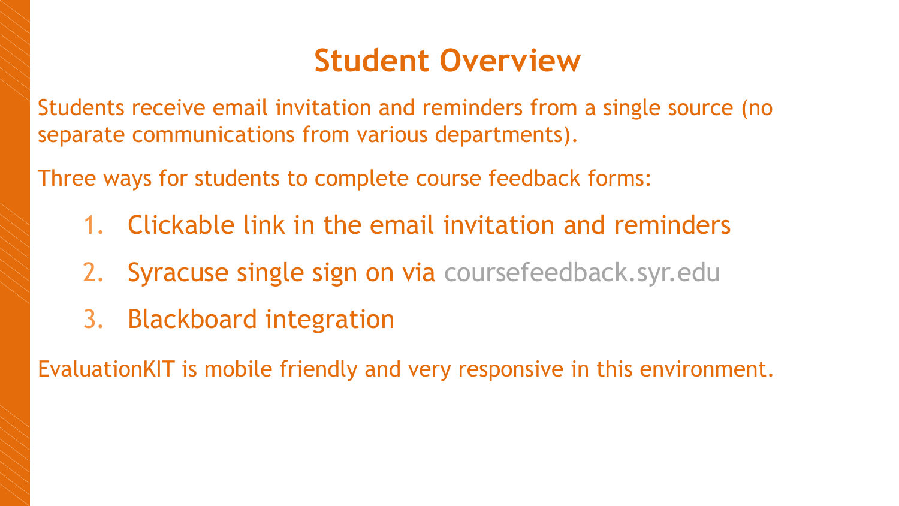# Student Overview

Students receive email invitation and reminders from a single source (no separate communications from various departments).

Three ways for students to complete course feedback forms:

1. Clickable link in the email invitation and reminders
2. Syracuse single sign on via coursefeedback.syr.edu
3. Blackboard integration

EvaluationKIT is mobile friendly and very responsive in this environment.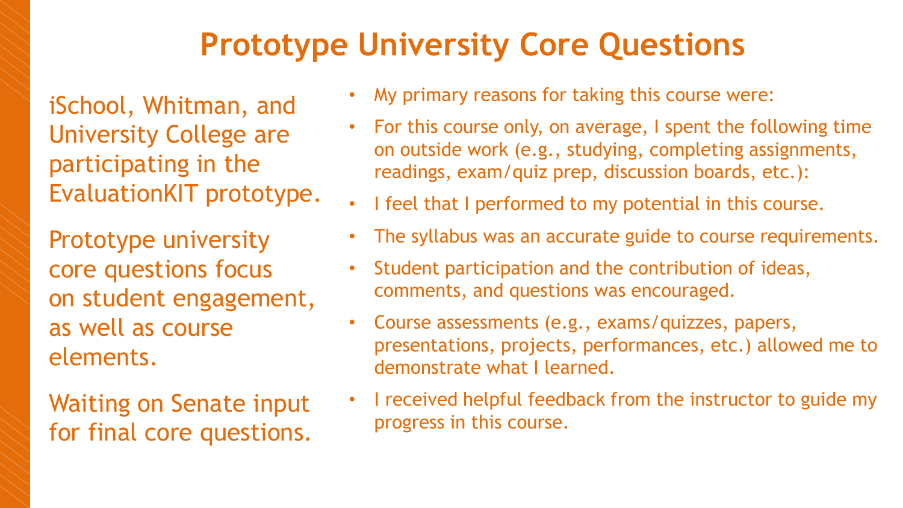# Prototype University Core Questions

iSchool, Whitman, and University College are participating in the EvaluationKIT prototype.

Prototype university core questions focus on student engagement, as well as course elements.

Waiting on Senate input for final core questions.

- My primary reasons for taking this course were:
- For this course only, on average, I spent the following time on outside work (e.g., studying, completing assignments, readings, exam/quiz prep, discussion boards, etc.):
- I feel that I performed to my potential in this course.
- The syllabus was an accurate guide to course requirements.
- Student participation and the contribution of ideas, comments, and questions was encouraged.
- Course assessments (e.g., exams/quizzes, papers, presentations, projects, performances, etc.) allowed me to demonstrate what I learned.
- I received helpful feedback from the instructor to guide my progress in this course.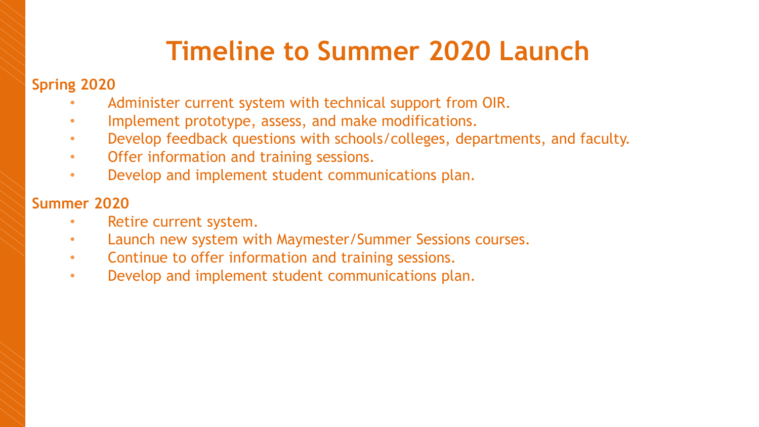# Timeline to Summer 2020 Launch

**Spring 2020**

- Administer current system with technical support from OIR.
- Implement prototype, assess, and make modifications.
- Develop feedback questions with schools/colleges, departments, and faculty.
- Offer information and training sessions.
- Develop and implement student communications plan.

**Summer 2020**

- Retire current system.
- Launch new system with Maymester/Summer Sessions courses.
- Continue to offer information and training sessions.
- Develop and implement student communications plan.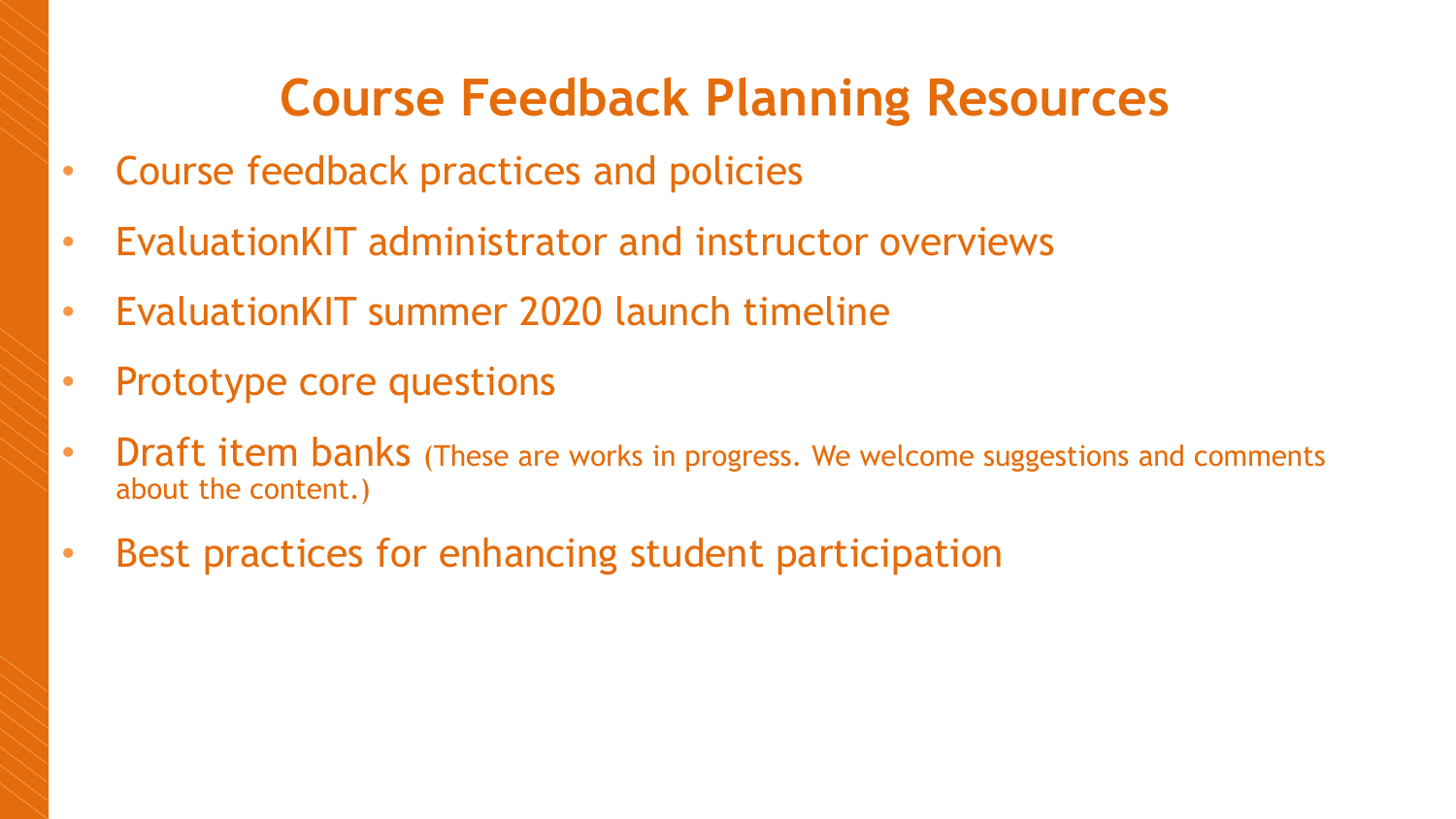# Course Feedback Planning Resources

- Course feedback practices and policies
- EvaluationKIT administrator and instructor overviews
- EvaluationKIT summer 2020 launch timeline
- Prototype core questions
- Draft item banks (These are works in progress. We welcome suggestions and comments about the content.)
- Best practices for enhancing student participation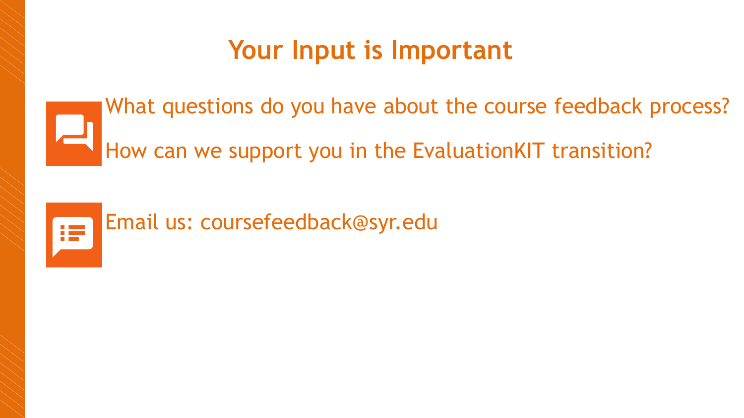# Your Input is Important

What questions do you have about the course feedback process?

How can we support you in the EvaluationKIT transition?

Email us: coursefeedback@syr.edu